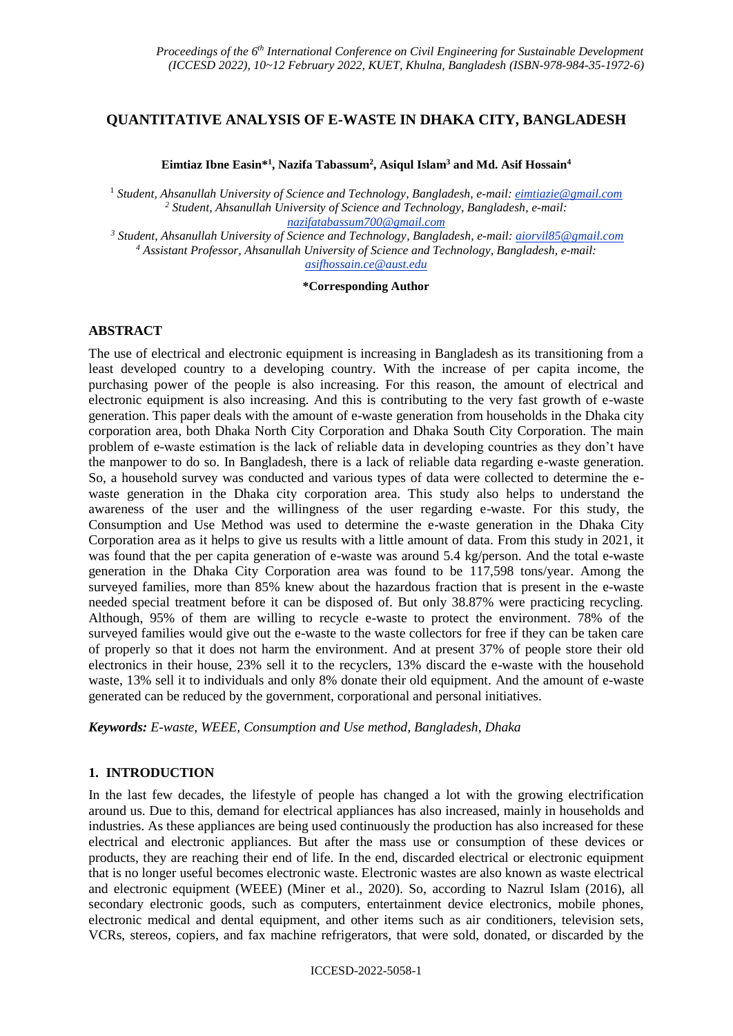# QUANTITATIVE ANALYSIS OF E-WASTE IN DHAKA CITY, BANGLADESH

**Eimtiaz Ibne Easin*[1], Nazifa Tabassum[2], Asiqul Islam[3] and Md. Asif Hossain[4]**

[1] *Student, Ahsanullah University of Science and Technology, Bangladesh, e-mail: eimtiazie@gmail.com*
[2] *Student, Ahsanullah University of Science and Technology, Bangladesh, e-mail: nazifatabassum700@gmail.com*
[3] *Student, Ahsanullah University of Science and Technology, Bangladesh, e-mail: aiorvil85@gmail.com*
[4] *Assistant Professor, Ahsanullah University of Science and Technology, Bangladesh, e-mail: asifhossain.ce@aust.edu*

**\*Corresponding Author**

## ABSTRACT

The use of electrical and electronic equipment is increasing in Bangladesh as its transitioning from a least developed country to a developing country. With the increase of per capita income, the purchasing power of the people is also increasing. For this reason, the amount of electrical and electronic equipment is also increasing. And this is contributing to the very fast growth of e-waste generation. This paper deals with the amount of e-waste generation from households in the Dhaka city corporation area, both Dhaka North City Corporation and Dhaka South City Corporation. The main problem of e-waste estimation is the lack of reliable data in developing countries as they don't have the manpower to do so. In Bangladesh, there is a lack of reliable data regarding e-waste generation. So, a household survey was conducted and various types of data were collected to determine the e-waste generation in the Dhaka city corporation area. This study also helps to understand the awareness of the user and the willingness of the user regarding e-waste. For this study, the Consumption and Use Method was used to determine the e-waste generation in the Dhaka City Corporation area as it helps to give us results with a little amount of data. From this study in 2021, it was found that the per capita generation of e-waste was around 5.4 kg/person. And the total e-waste generation in the Dhaka City Corporation area was found to be 117,598 tons/year. Among the surveyed families, more than 85% knew about the hazardous fraction that is present in the e-waste needed special treatment before it can be disposed of. But only 38.87% were practicing recycling. Although, 95% of them are willing to recycle e-waste to protect the environment. 78% of the surveyed families would give out the e-waste to the waste collectors for free if they can be taken care of properly so that it does not harm the environment. And at present 37% of people store their old electronics in their house, 23% sell it to the recyclers, 13% discard the e-waste with the household waste, 13% sell it to individuals and only 8% donate their old equipment. And the amount of e-waste generated can be reduced by the government, corporational and personal initiatives.

***Keywords:*** *E-waste, WEEE, Consumption and Use method, Bangladesh, Dhaka*

## 1. INTRODUCTION

In the last few decades, the lifestyle of people has changed a lot with the growing electrification around us. Due to this, demand for electrical appliances has also increased, mainly in households and industries. As these appliances are being used continuously the production has also increased for these electrical and electronic appliances. But after the mass use or consumption of these devices or products, they are reaching their end of life. In the end, discarded electrical or electronic equipment that is no longer useful becomes electronic waste. Electronic wastes are also known as waste electrical and electronic equipment (WEEE) (Miner et al., 2020). So, according to Nazrul Islam (2016), all secondary electronic goods, such as computers, entertainment device electronics, mobile phones, electronic medical and dental equipment, and other items such as air conditioners, television sets, VCRs, stereos, copiers, and fax machine refrigerators, that were sold, donated, or discarded by the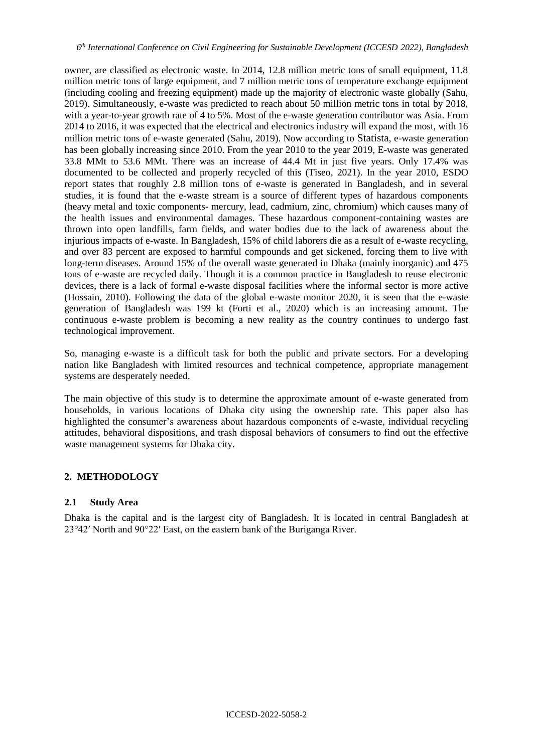owner, are classified as electronic waste. In 2014, 12.8 million metric tons of small equipment, 11.8 million metric tons of large equipment, and 7 million metric tons of temperature exchange equipment (including cooling and freezing equipment) made up the majority of electronic waste globally (Sahu, 2019). Simultaneously, e-waste was predicted to reach about 50 million metric tons in total by 2018, with a year-to-year growth rate of 4 to 5%. Most of the e-waste generation contributor was Asia. From 2014 to 2016, it was expected that the electrical and electronics industry will expand the most, with 16 million metric tons of e-waste generated (Sahu, 2019). Now according to Statista, e-waste generation has been globally increasing since 2010. From the year 2010 to the year 2019, E-waste was generated 33.8 MMt to 53.6 MMt. There was an increase of 44.4 Mt in just five years. Only 17.4% was documented to be collected and properly recycled of this (Tiseo, 2021). In the year 2010, ESDO report states that roughly 2.8 million tons of e-waste is generated in Bangladesh, and in several studies, it is found that the e-waste stream is a source of different types of hazardous components (heavy metal and toxic components- mercury, lead, cadmium, zinc, chromium) which causes many of the health issues and environmental damages. These hazardous component-containing wastes are thrown into open landfills, farm fields, and water bodies due to the lack of awareness about the injurious impacts of e-waste. In Bangladesh, 15% of child laborers die as a result of e-waste recycling, and over 83 percent are exposed to harmful compounds and get sickened, forcing them to live with long-term diseases. Around 15% of the overall waste generated in Dhaka (mainly inorganic) and 475 tons of e-waste are recycled daily. Though it is a common practice in Bangladesh to reuse electronic devices, there is a lack of formal e-waste disposal facilities where the informal sector is more active (Hossain, 2010). Following the data of the global e-waste monitor 2020, it is seen that the e-waste generation of Bangladesh was 199 kt (Forti et al., 2020) which is an increasing amount. The continuous e-waste problem is becoming a new reality as the country continues to undergo fast technological improvement.

So, managing e-waste is a difficult task for both the public and private sectors. For a developing nation like Bangladesh with limited resources and technical competence, appropriate management systems are desperately needed.

The main objective of this study is to determine the approximate amount of e-waste generated from households, in various locations of Dhaka city using the ownership rate. This paper also has highlighted the consumer's awareness about hazardous components of e-waste, individual recycling attitudes, behavioral dispositions, and trash disposal behaviors of consumers to find out the effective waste management systems for Dhaka city.

## 2. METHODOLOGY

### 2.1 Study Area

Dhaka is the capital and is the largest city of Bangladesh. It is located in central Bangladesh at 23°42′ North and 90°22′ East, on the eastern bank of the Buriganga River.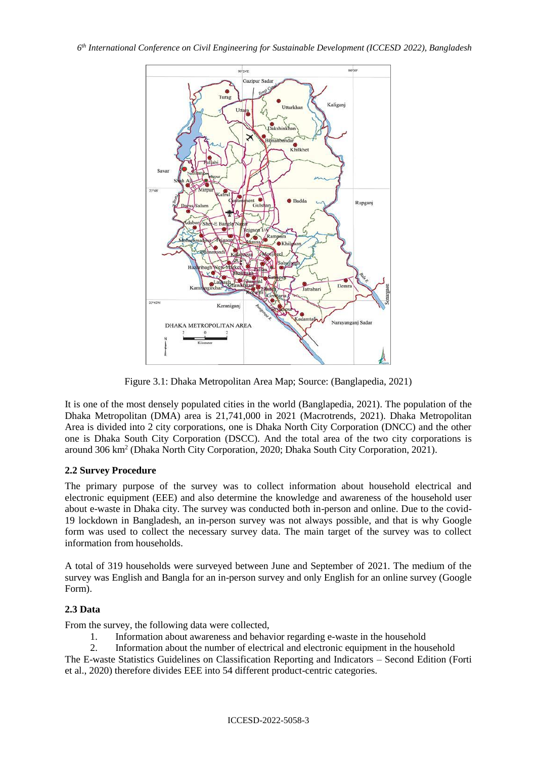Figure 3.1: Dhaka Metropolitan Area Map; Source: (Banglapedia, 2021)

It is one of the most densely populated cities in the world (Banglapedia, 2021). The population of the Dhaka Metropolitan (DMA) area is 21,741,000 in 2021 (Macrotrends, 2021). Dhaka Metropolitan Area is divided into 2 city corporations, one is Dhaka North City Corporation (DNCC) and the other one is Dhaka South City Corporation (DSCC). And the total area of the two city corporations is around 306 $km^2$ (Dhaka North City Corporation, 2020; Dhaka South City Corporation, 2021).

### 2.2 Survey Procedure

The primary purpose of the survey was to collect information about household electrical and electronic equipment (EEE) and also determine the knowledge and awareness of the household user about e-waste in Dhaka city. The survey was conducted both in-person and online. Due to the covid-19 lockdown in Bangladesh, an in-person survey was not always possible, and that is why Google form was used to collect the necessary survey data. The main target of the survey was to collect information from households.

A total of 319 households were surveyed between June and September of 2021. The medium of the survey was English and Bangla for an in-person survey and only English for an online survey (Google Form).

### 2.3 Data

From the survey, the following data were collected,

1. Information about awareness and behavior regarding e-waste in the household
2. Information about the number of electrical and electronic equipment in the household

The E-waste Statistics Guidelines on Classification Reporting and Indicators – Second Edition (Forti et al., 2020) therefore divides EEE into 54 different product-centric categories.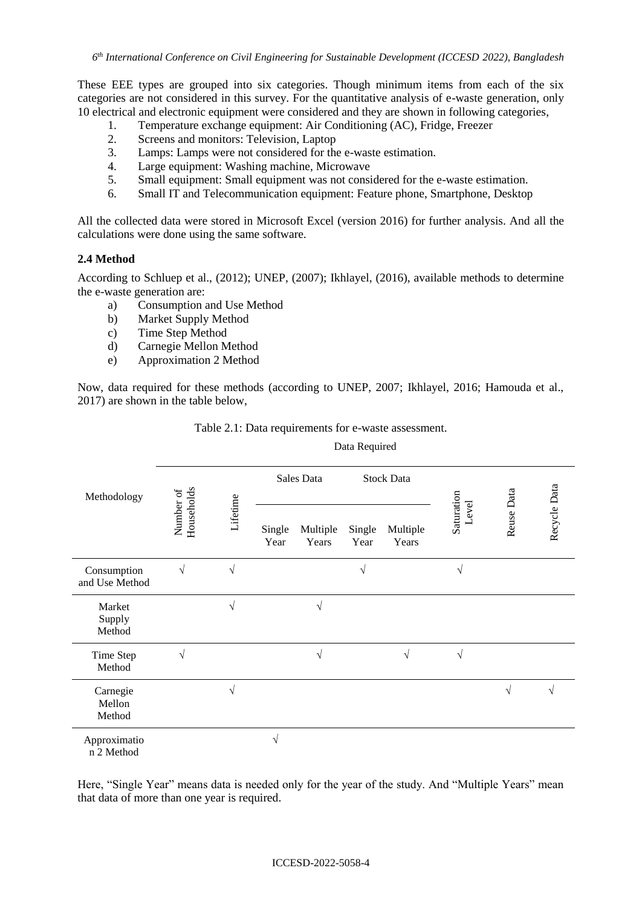These EEE types are grouped into six categories. Though minimum items from each of the six categories are not considered in this survey. For the quantitative analysis of e-waste generation, only 10 electrical and electronic equipment were considered and they are shown in following categories,

1. Temperature exchange equipment: Air Conditioning (AC), Fridge, Freezer
2. Screens and monitors: Television, Laptop
3. Lamps: Lamps were not considered for the e-waste estimation.
4. Large equipment: Washing machine, Microwave
5. Small equipment: Small equipment was not considered for the e-waste estimation.
6. Small IT and Telecommunication equipment: Feature phone, Smartphone, Desktop

All the collected data were stored in Microsoft Excel (version 2016) for further analysis. And all the calculations were done using the same software.

### 2.4 Method

According to Schluep et al., (2012); UNEP, (2007); Ikhlayel, (2016), available methods to determine the e-waste generation are:

a) Consumption and Use Method
b) Market Supply Method
c) Time Step Method
d) Carnegie Mellon Method
e) Approximation 2 Method

Now, data required for these methods (according to UNEP, 2007; Ikhlayel, 2016; Hamouda et al., 2017) are shown in the table below,

Table 2.1: Data requirements for e-waste assessment.

| Methodology | Data Required | | | | | | | | |
|---|---|---|---|---|---|---|---|---|---|
| | Number of Households | Lifetime | Sales Data | | Stock Data | | Saturation Level | Reuse Data | Recycle Data |
| | | | Single Year | Multiple Years | Single Year | Multiple Years | | | |
| Consumption and Use Method | √ | √ | | | √ | | √ | | |
| Market Supply Method | | √ | | √ | | | | | |
| Time Step Method | √ | | | √ | | √ | √ | | |
| Carnegie Mellon Method | | √ | | | | | | √ | √ |
| Approximation 2 Method | | | √ | | | | | | |

Here, "Single Year" means data is needed only for the year of the study. And "Multiple Years" mean that data of more than one year is required.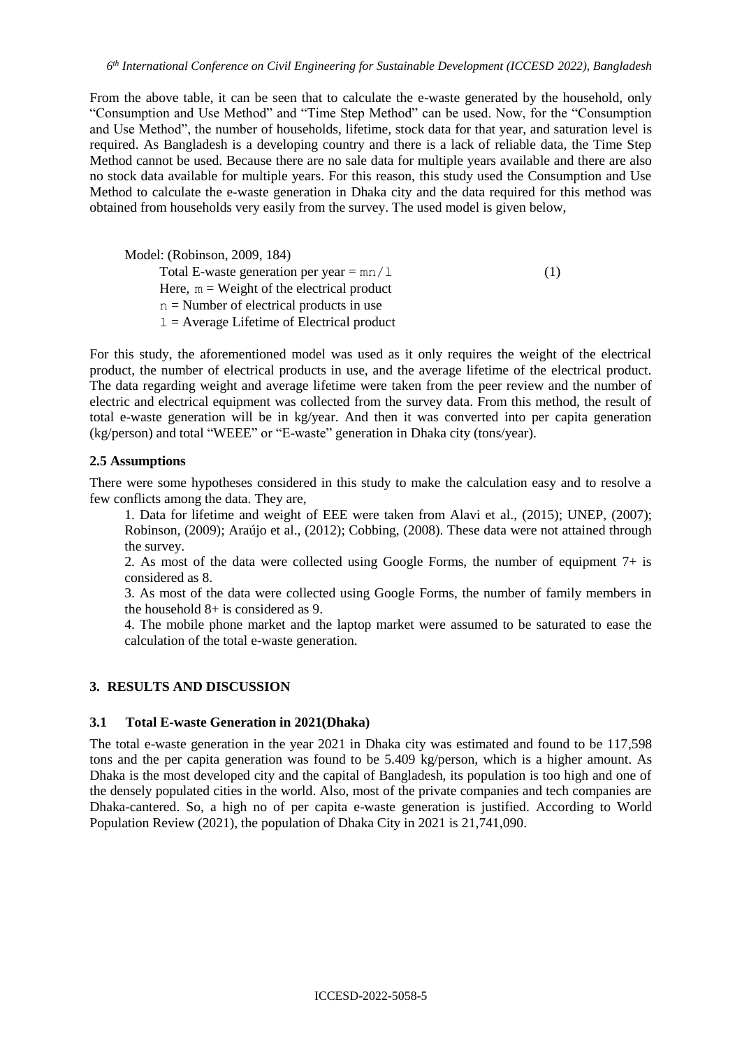From the above table, it can be seen that to calculate the e-waste generated by the household, only "Consumption and Use Method" and "Time Step Method" can be used. Now, for the "Consumption and Use Method", the number of households, lifetime, stock data for that year, and saturation level is required. As Bangladesh is a developing country and there is a lack of reliable data, the Time Step Method cannot be used. Because there are no sale data for multiple years available and there are also no stock data available for multiple years. For this reason, this study used the Consumption and Use Method to calculate the e-waste generation in Dhaka city and the data required for this method was obtained from households very easily from the survey. The used model is given below,

Model: (Robinson, 2009, 184)

$$\text{Total E-waste generation per year} = mn/l \quad (1)$$

Here, $m$ = Weight of the electrical product

$n$ = Number of electrical products in use

$l$ = Average Lifetime of Electrical product

For this study, the aforementioned model was used as it only requires the weight of the electrical product, the number of electrical products in use, and the average lifetime of the electrical product. The data regarding weight and average lifetime were taken from the peer review and the number of electric and electrical equipment was collected from the survey data. From this method, the result of total e-waste generation will be in kg/year. And then it was converted into per capita generation (kg/person) and total "WEEE" or "E-waste" generation in Dhaka city (tons/year).

### 2.5 Assumptions

There were some hypotheses considered in this study to make the calculation easy and to resolve a few conflicts among the data. They are,

1. Data for lifetime and weight of EEE were taken from Alavi et al., (2015); UNEP, (2007); Robinson, (2009); Araújo et al., (2012); Cobbing, (2008). These data were not attained through the survey.
2. As most of the data were collected using Google Forms, the number of equipment 7+ is considered as 8.
3. As most of the data were collected using Google Forms, the number of family members in the household 8+ is considered as 9.
4. The mobile phone market and the laptop market were assumed to be saturated to ease the calculation of the total e-waste generation.

## 3. RESULTS AND DISCUSSION

### 3.1 Total E-waste Generation in 2021(Dhaka)

The total e-waste generation in the year 2021 in Dhaka city was estimated and found to be 117,598 tons and the per capita generation was found to be 5.409 kg/person, which is a higher amount. As Dhaka is the most developed city and the capital of Bangladesh, its population is too high and one of the densely populated cities in the world. Also, most of the private companies and tech companies are Dhaka-cantered. So, a high no of per capita e-waste generation is justified. According to World Population Review (2021), the population of Dhaka City in 2021 is 21,741,090.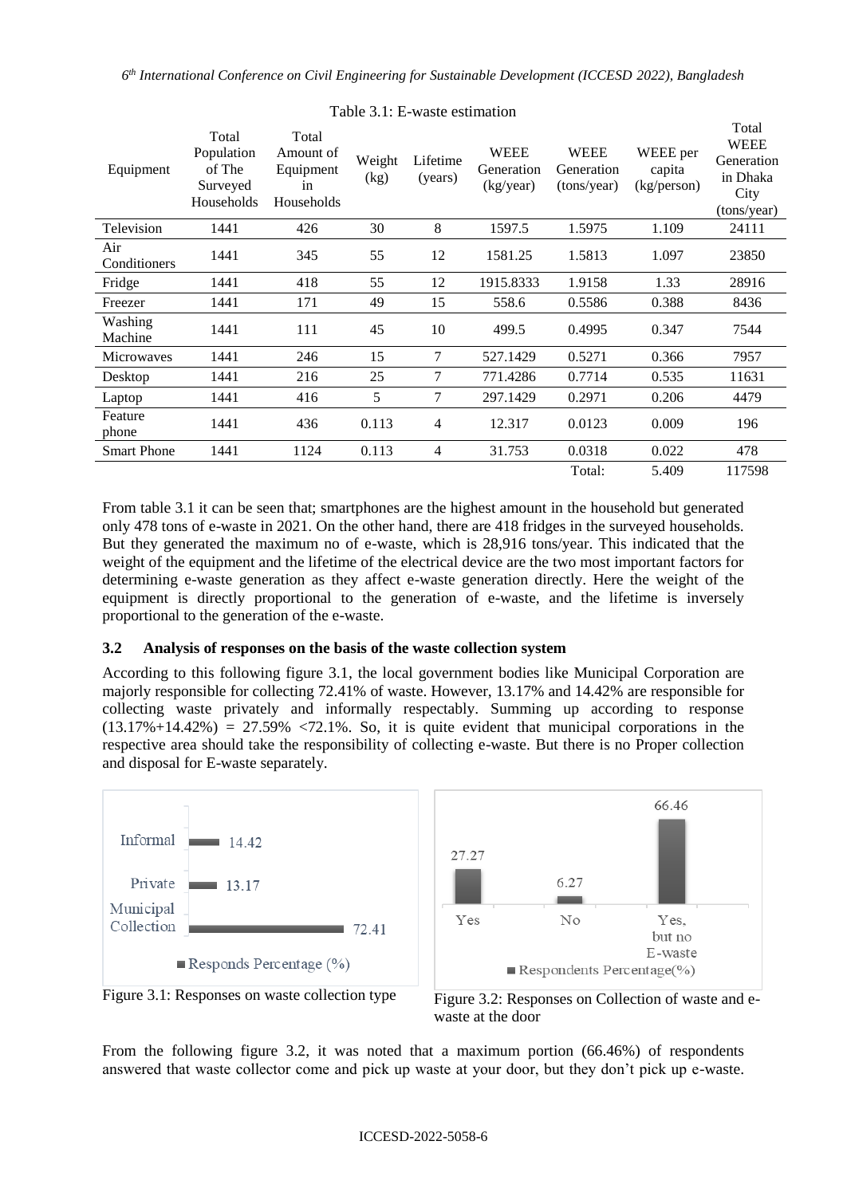Table 3.1: E-waste estimation

| Equipment | Total Population of The Surveyed Households | Total Amount of Equipment in Households | Weight (kg) | Lifetime (years) | WEEE Generation (kg/year) | WEEE Generation (tons/year) | WEEE per capita (kg/person) | Total WEEE Generation in Dhaka City (tons/year) |
|---|---|---|---|---|---|---|---|---|
| Television | 1441 | 426 | 30 | 8 | 1597.5 | 1.5975 | 1.109 | 24111 |
| Air Conditioners | 1441 | 345 | 55 | 12 | 1581.25 | 1.5813 | 1.097 | 23850 |
| Fridge | 1441 | 418 | 55 | 12 | 1915.8333 | 1.9158 | 1.33 | 28916 |
| Freezer | 1441 | 171 | 49 | 15 | 558.6 | 0.5586 | 0.388 | 8436 |
| Washing Machine | 1441 | 111 | 45 | 10 | 499.5 | 0.4995 | 0.347 | 7544 |
| Microwaves | 1441 | 246 | 15 | 7 | 527.1429 | 0.5271 | 0.366 | 7957 |
| Desktop | 1441 | 216 | 25 | 7 | 771.4286 | 0.7714 | 0.535 | 11631 |
| Laptop | 1441 | 416 | 5 | 7 | 297.1429 | 0.2971 | 0.206 | 4479 |
| Feature phone | 1441 | 436 | 0.113 | 4 | 12.317 | 0.0123 | 0.009 | 196 |
| Smart Phone | 1441 | 1124 | 0.113 | 4 | 31.753 | 0.0318 | 0.022 | 478 |
| | | | | | | Total: | 5.409 | 117598 |

From table 3.1 it can be seen that; smartphones are the highest amount in the household but generated only 478 tons of e-waste in 2021. On the other hand, there are 418 fridges in the surveyed households. But they generated the maximum no of e-waste, which is 28,916 tons/year. This indicated that the weight of the equipment and the lifetime of the electrical device are the two most important factors for determining e-waste generation as they affect e-waste generation directly. Here the weight of the equipment is directly proportional to the generation of e-waste, and the lifetime is inversely proportional to the generation of the e-waste.

### 3.2 Analysis of responses on the basis of the waste collection system

According to this following figure 3.1, the local government bodies like Municipal Corporation are majorly responsible for collecting 72.41% of waste. However, 13.17% and 14.42% are responsible for collecting waste privately and informally respectably. Summing up according to response (13.17%+14.42%) = 27.59% <72.1%. So, it is quite evident that municipal corporations in the respective area should take the responsibility of collecting e-waste. But there is no Proper collection and disposal for E-waste separately.

| Collection type | Responds Percentage (%) |
|---|---|
| Informal | 14.42 |
| Private | 13.17 |
| Municipal Collection | 72.41 |

Figure 3.1: Responses on waste collection type

| Response | Respondents Percentage(%) |
|---|---|
| Yes | 27.27 |
| No | 6.27 |
| Yes, but no E-waste | 66.46 |

Figure 3.2: Responses on Collection of waste and e-waste at the door

From the following figure 3.2, it was noted that a maximum portion (66.46%) of respondents answered that waste collector come and pick up waste at your door, but they don't pick up e-waste.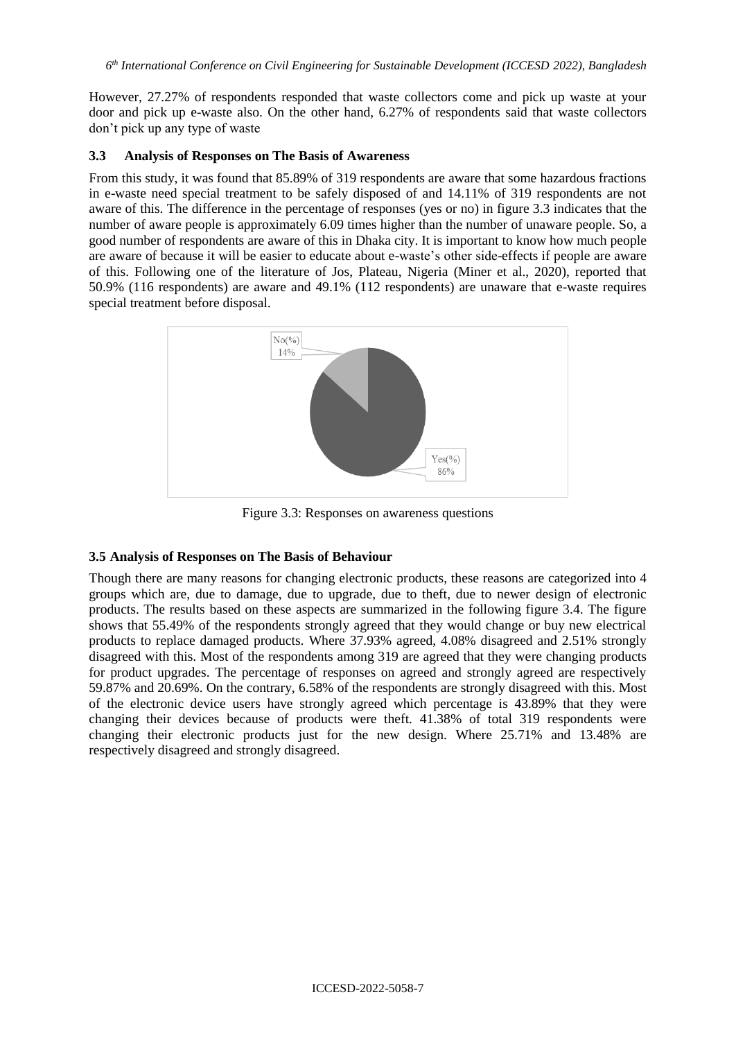However, 27.27% of respondents responded that waste collectors come and pick up waste at your door and pick up e-waste also. On the other hand, 6.27% of respondents said that waste collectors don't pick up any type of waste

### 3.3 Analysis of Responses on The Basis of Awareness

From this study, it was found that 85.89% of 319 respondents are aware that some hazardous fractions in e-waste need special treatment to be safely disposed of and 14.11% of 319 respondents are not aware of this. The difference in the percentage of responses (yes or no) in figure 3.3 indicates that the number of aware people is approximately 6.09 times higher than the number of unaware people. So, a good number of respondents are aware of this in Dhaka city. It is important to know how much people are aware of because it will be easier to educate about e-waste's other side-effects if people are aware of this. Following one of the literature of Jos, Plateau, Nigeria (Miner et al., 2020), reported that 50.9% (116 respondents) are aware and 49.1% (112 respondents) are unaware that e-waste requires special treatment before disposal.

Figure 3.3: Responses on awareness questions

### 3.5 Analysis of Responses on The Basis of Behaviour

Though there are many reasons for changing electronic products, these reasons are categorized into 4 groups which are, due to damage, due to upgrade, due to theft, due to newer design of electronic products. The results based on these aspects are summarized in the following figure 3.4. The figure shows that 55.49% of the respondents strongly agreed that they would change or buy new electrical products to replace damaged products. Where 37.93% agreed, 4.08% disagreed and 2.51% strongly disagreed with this. Most of the respondents among 319 are agreed that they were changing products for product upgrades. The percentage of responses on agreed and strongly agreed are respectively 59.87% and 20.69%. On the contrary, 6.58% of the respondents are strongly disagreed with this. Most of the electronic device users have strongly agreed which percentage is 43.89% that they were changing their devices because of products were theft. 41.38% of total 319 respondents were changing their electronic products just for the new design. Where 25.71% and 13.48% are respectively disagreed and strongly disagreed.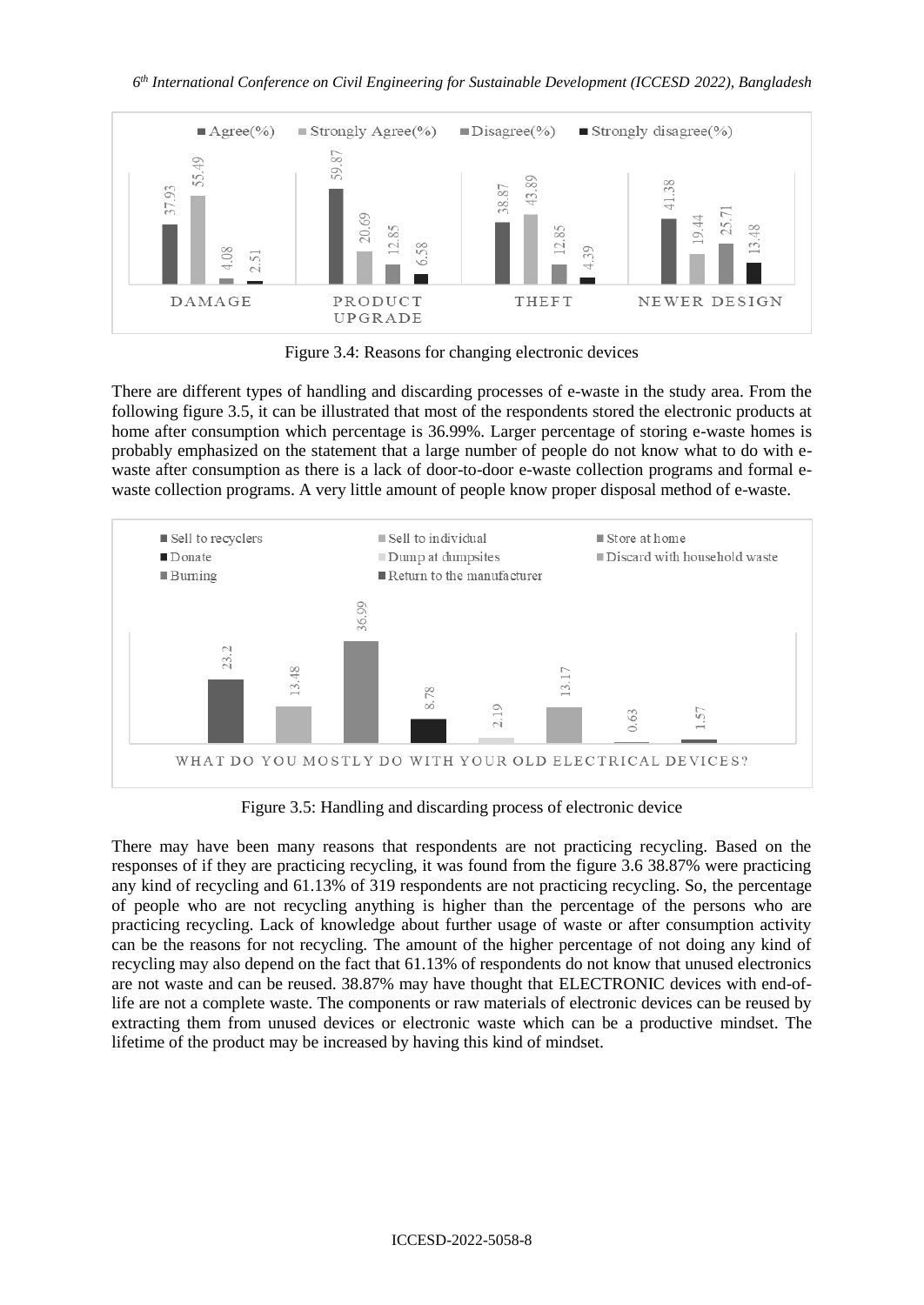Figure 3.4: Reasons for changing electronic devices

There are different types of handling and discarding processes of e-waste in the study area. From the following figure 3.5, it can be illustrated that most of the respondents stored the electronic products at home after consumption which percentage is 36.99%. Larger percentage of storing e-waste homes is probably emphasized on the statement that a large number of people do not know what to do with e-waste after consumption as there is a lack of door-to-door e-waste collection programs and formal e-waste collection programs. A very little amount of people know proper disposal method of e-waste.

Figure 3.5: Handling and discarding process of electronic device

There may have been many reasons that respondents are not practicing recycling. Based on the responses of if they are practicing recycling, it was found from the figure 3.6 38.87% were practicing any kind of recycling and 61.13% of 319 respondents are not practicing recycling. So, the percentage of people who are not recycling anything is higher than the percentage of the persons who are practicing recycling. Lack of knowledge about further usage of waste or after consumption activity can be the reasons for not recycling. The amount of the higher percentage of not doing any kind of recycling may also depend on the fact that 61.13% of respondents do not know that unused electronics are not waste and can be reused. 38.87% may have thought that ELECTRONIC devices with end-of-life are not a complete waste. The components or raw materials of electronic devices can be reused by extracting them from unused devices or electronic waste which can be a productive mindset. The lifetime of the product may be increased by having this kind of mindset.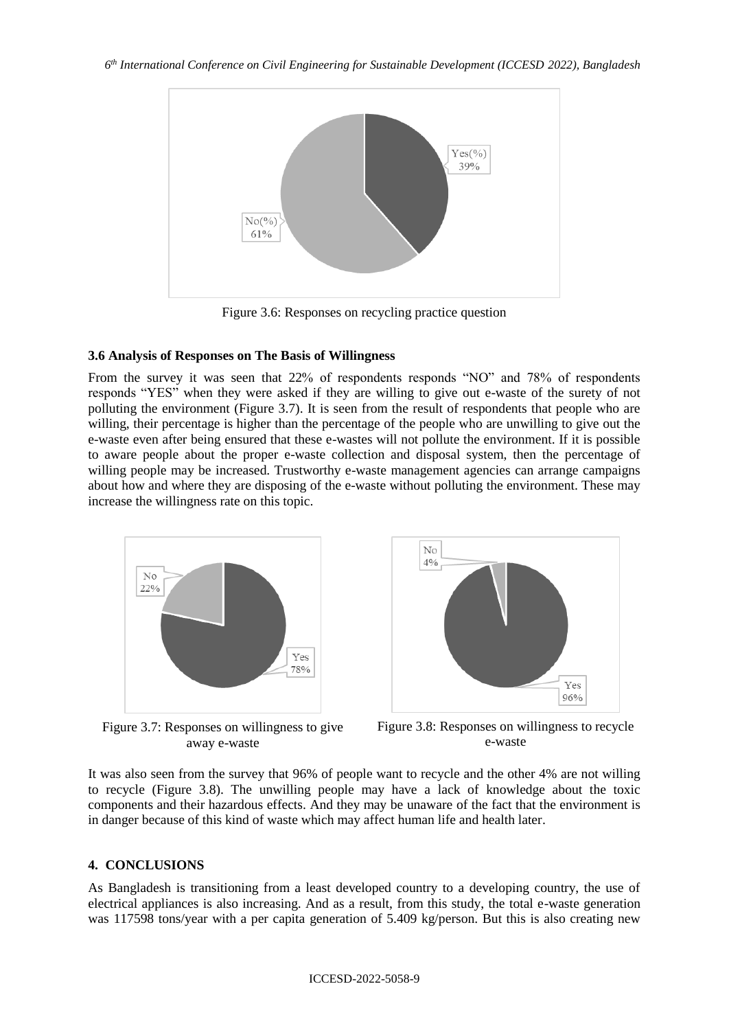Figure 3.6: Responses on recycling practice question

### 3.6 Analysis of Responses on The Basis of Willingness

From the survey it was seen that 22% of respondents responds "NO" and 78% of respondents responds "YES" when they were asked if they are willing to give out e-waste of the surety of not polluting the environment (Figure 3.7). It is seen from the result of respondents that people who are willing, their percentage is higher than the percentage of the people who are unwilling to give out the e-waste even after being ensured that these e-wastes will not pollute the environment. If it is possible to aware people about the proper e-waste collection and disposal system, then the percentage of willing people may be increased. Trustworthy e-waste management agencies can arrange campaigns about how and where they are disposing of the e-waste without polluting the environment. These may increase the willingness rate on this topic.

Figure 3.7: Responses on willingness to give away e-waste

Figure 3.8: Responses on willingness to recycle e-waste

It was also seen from the survey that 96% of people want to recycle and the other 4% are not willing to recycle (Figure 3.8). The unwilling people may have a lack of knowledge about the toxic components and their hazardous effects. And they may be unaware of the fact that the environment is in danger because of this kind of waste which may affect human life and health later.

## 4. CONCLUSIONS

As Bangladesh is transitioning from a least developed country to a developing country, the use of electrical appliances is also increasing. And as a result, from this study, the total e-waste generation was 117598 tons/year with a per capita generation of 5.409 kg/person. But this is also creating new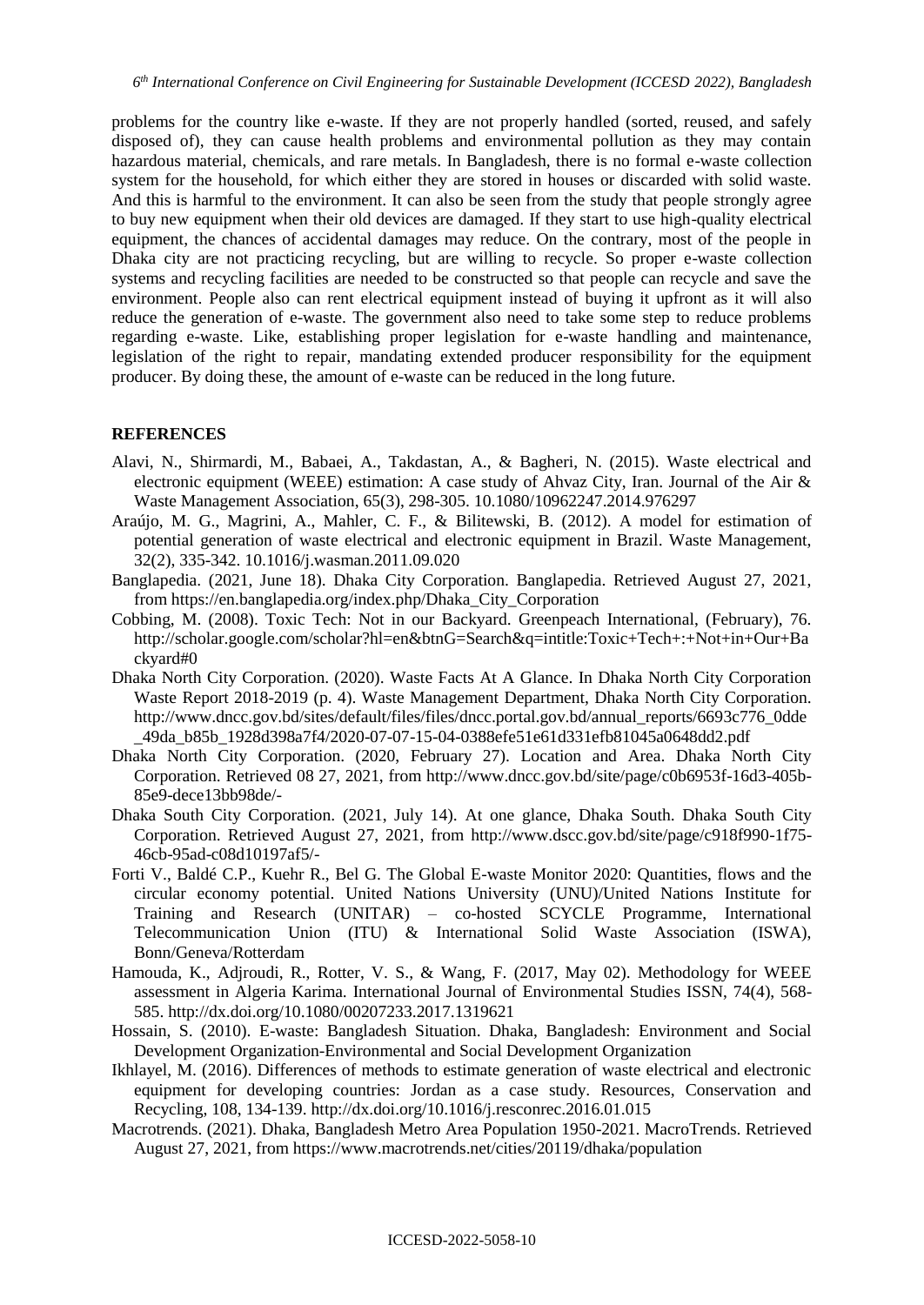problems for the country like e-waste. If they are not properly handled (sorted, reused, and safely disposed of), they can cause health problems and environmental pollution as they may contain hazardous material, chemicals, and rare metals. In Bangladesh, there is no formal e-waste collection system for the household, for which either they are stored in houses or discarded with solid waste. And this is harmful to the environment. It can also be seen from the study that people strongly agree to buy new equipment when their old devices are damaged. If they start to use high-quality electrical equipment, the chances of accidental damages may reduce. On the contrary, most of the people in Dhaka city are not practicing recycling, but are willing to recycle. So proper e-waste collection systems and recycling facilities are needed to be constructed so that people can recycle and save the environment. People also can rent electrical equipment instead of buying it upfront as it will also reduce the generation of e-waste. The government also need to take some step to reduce problems regarding e-waste. Like, establishing proper legislation for e-waste handling and maintenance, legislation of the right to repair, mandating extended producer responsibility for the equipment producer. By doing these, the amount of e-waste can be reduced in the long future.

## REFERENCES

Alavi, N., Shirmardi, M., Babaei, A., Takdastan, A., & Bagheri, N. (2015). Waste electrical and electronic equipment (WEEE) estimation: A case study of Ahvaz City, Iran. Journal of the Air & Waste Management Association, 65(3), 298-305. 10.1080/10962247.2014.976297

Araújo, M. G., Magrini, A., Mahler, C. F., & Bilitewski, B. (2012). A model for estimation of potential generation of waste electrical and electronic equipment in Brazil. Waste Management, 32(2), 335-342. 10.1016/j.wasman.2011.09.020

Banglapedia. (2021, June 18). Dhaka City Corporation. Banglapedia. Retrieved August 27, 2021, from https://en.banglapedia.org/index.php/Dhaka_City_Corporation

Cobbing, M. (2008). Toxic Tech: Not in our Backyard. Greenpeach International, (February), 76. http://scholar.google.com/scholar?hl=en&btnG=Search&q=intitle:Toxic+Tech+:+Not+in+Our+Backyard#0

Dhaka North City Corporation. (2020). Waste Facts At A Glance. In Dhaka North City Corporation Waste Report 2018-2019 (p. 4). Waste Management Department, Dhaka North City Corporation. http://www.dncc.gov.bd/sites/default/files/files/dncc.portal.gov.bd/annual_reports/6693c776_0dde_49da_b85b_1928d398a7f4/2020-07-07-15-04-0388efe51e61d331efb81045a0648dd2.pdf

Dhaka North City Corporation. (2020, February 27). Location and Area. Dhaka North City Corporation. Retrieved 08 27, 2021, from http://www.dncc.gov.bd/site/page/c0b6953f-16d3-405b-85e9-dece13bb98de/-

Dhaka South City Corporation. (2021, July 14). At one glance, Dhaka South. Dhaka South City Corporation. Retrieved August 27, 2021, from http://www.dscc.gov.bd/site/page/c918f990-1f75-46cb-95ad-c08d10197af5/-

Forti V., Baldé C.P., Kuehr R., Bel G. The Global E-waste Monitor 2020: Quantities, flows and the circular economy potential. United Nations University (UNU)/United Nations Institute for Training and Research (UNITAR) – co-hosted SCYCLE Programme, International Telecommunication Union (ITU) & International Solid Waste Association (ISWA), Bonn/Geneva/Rotterdam

Hamouda, K., Adjroudi, R., Rotter, V. S., & Wang, F. (2017, May 02). Methodology for WEEE assessment in Algeria Karima. International Journal of Environmental Studies ISSN, 74(4), 568-585. http://dx.doi.org/10.1080/00207233.2017.1319621

Hossain, S. (2010). E-waste: Bangladesh Situation. Dhaka, Bangladesh: Environment and Social Development Organization-Environmental and Social Development Organization

Ikhlayel, M. (2016). Differences of methods to estimate generation of waste electrical and electronic equipment for developing countries: Jordan as a case study. Resources, Conservation and Recycling, 108, 134-139. http://dx.doi.org/10.1016/j.resconrec.2016.01.015

Macrotrends. (2021). Dhaka, Bangladesh Metro Area Population 1950-2021. MacroTrends. Retrieved August 27, 2021, from https://www.macrotrends.net/cities/20119/dhaka/population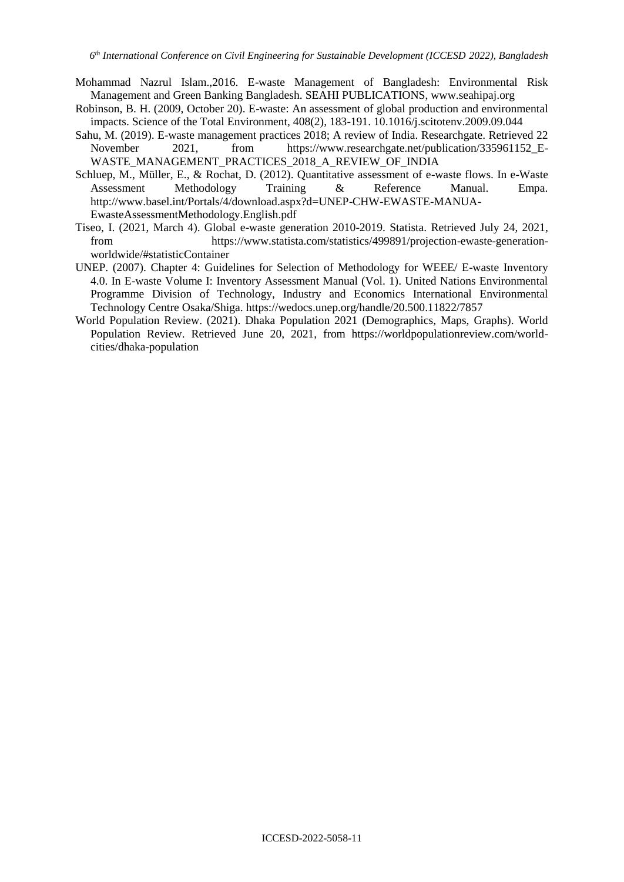Mohammad Nazrul Islam.,2016. E-waste Management of Bangladesh: Environmental Risk Management and Green Banking Bangladesh. SEAHI PUBLICATIONS, www.seahipaj.org

Robinson, B. H. (2009, October 20). E-waste: An assessment of global production and environmental impacts. Science of the Total Environment, 408(2), 183-191. 10.1016/j.scitotenv.2009.09.044

Sahu, M. (2019). E-waste management practices 2018; A review of India. Researchgate. Retrieved 22 November 2021, from https://www.researchgate.net/publication/335961152_E-WASTE_MANAGEMENT_PRACTICES_2018_A_REVIEW_OF_INDIA

Schluep, M., Müller, E., & Rochat, D. (2012). Quantitative assessment of e-waste flows. In e-Waste Assessment Methodology Training & Reference Manual. Empa. http://www.basel.int/Portals/4/download.aspx?d=UNEP-CHW-EWASTE-MANUA-EwasteAssessmentMethodology.English.pdf

Tiseo, I. (2021, March 4). Global e-waste generation 2010-2019. Statista. Retrieved July 24, 2021, from https://www.statista.com/statistics/499891/projection-ewaste-generation-worldwide/#statisticContainer

UNEP. (2007). Chapter 4: Guidelines for Selection of Methodology for WEEE/ E-waste Inventory 4.0. In E-waste Volume I: Inventory Assessment Manual (Vol. 1). United Nations Environmental Programme Division of Technology, Industry and Economics International Environmental Technology Centre Osaka/Shiga. https://wedocs.unep.org/handle/20.500.11822/7857

World Population Review. (2021). Dhaka Population 2021 (Demographics, Maps, Graphs). World Population Review. Retrieved June 20, 2021, from https://worldpopulationreview.com/world-cities/dhaka-population